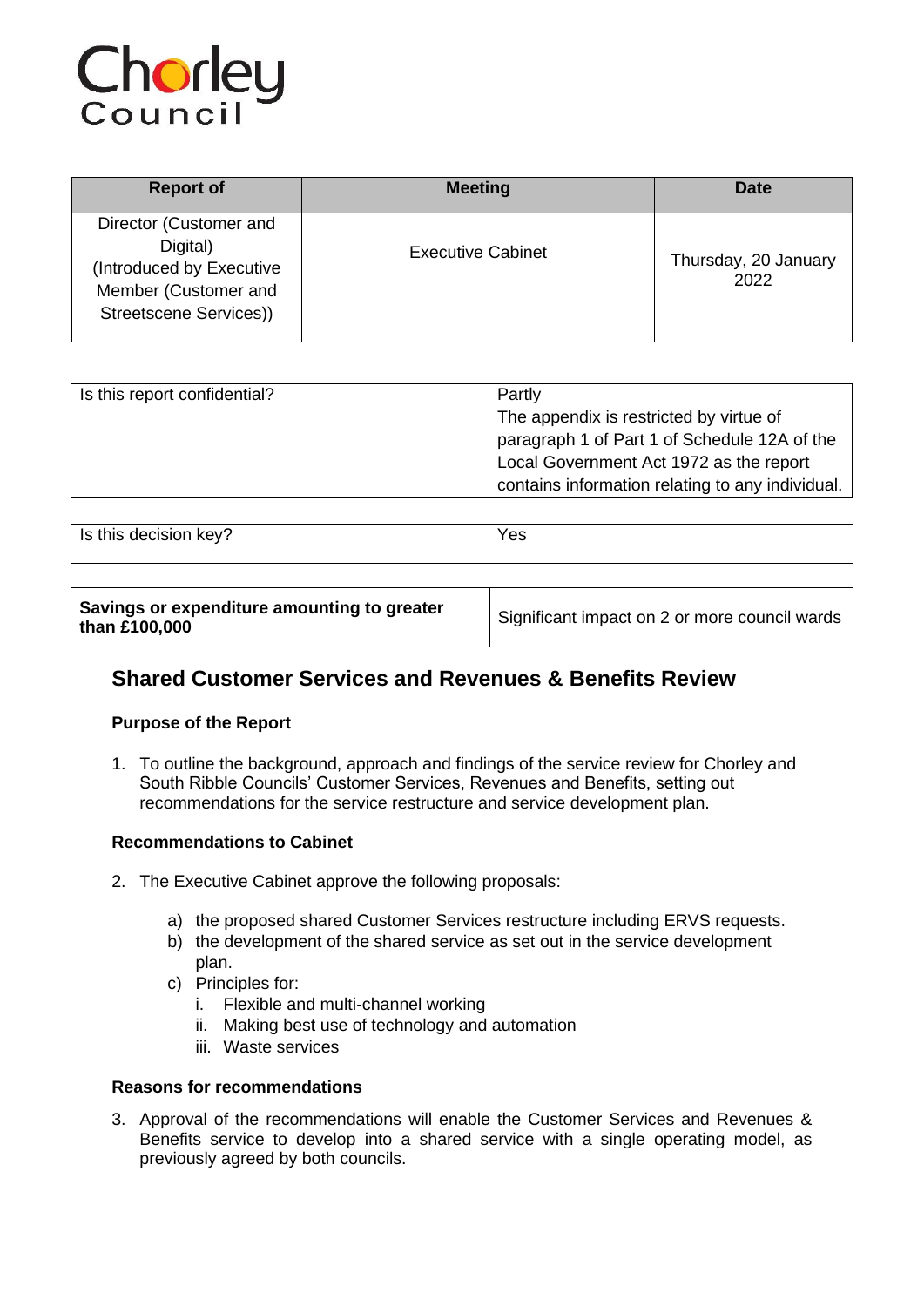Chorley Council

| Report of | Meeting | Date |
| --- | --- | --- |
| Director (Customer and Digital) (Introduced by Executive Member (Customer and Streetscene Services)) | Executive Cabinet | Thursday, 20 January 2022 |

| Is this report confidential? | Partly<br>The appendix is restricted by virtue of paragraph 1 of Part 1 of Schedule 12A of the Local Government Act 1972 as the report contains information relating to any individual. |
| --- | --- |

| Is this decision key? | Yes |
| --- | --- |

| **Savings or expenditure amounting to greater than £100,000** | Significant impact on 2 or more council wards |
| --- | --- |

## Shared Customer Services and Revenues & Benefits Review

### Purpose of the Report

1. To outline the background, approach and findings of the service review for Chorley and South Ribble Councils' Customer Services, Revenues and Benefits, setting out recommendations for the service restructure and service development plan.

### Recommendations to Cabinet

2. The Executive Cabinet approve the following proposals:

   a) the proposed shared Customer Services restructure including ERVS requests.
   b) the development of the shared service as set out in the service development plan.
   c) Principles for:
      i. Flexible and multi-channel working
      ii. Making best use of technology and automation
      iii. Waste services

### Reasons for recommendations

3. Approval of the recommendations will enable the Customer Services and Revenues & Benefits service to develop into a shared service with a single operating model, as previously agreed by both councils.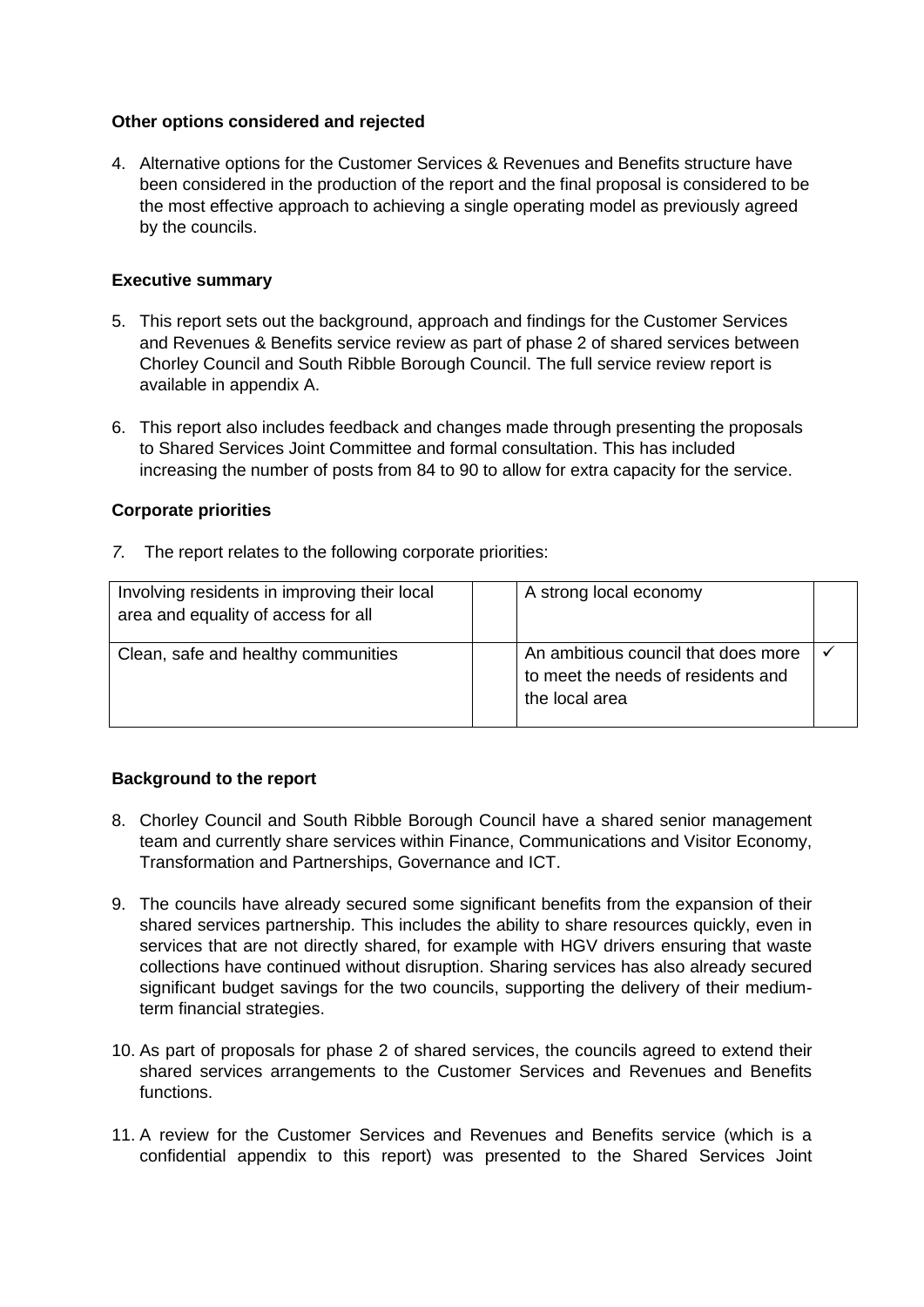**Other options considered and rejected**

4. Alternative options for the Customer Services & Revenues and Benefits structure have been considered in the production of the report and the final proposal is considered to be the most effective approach to achieving a single operating model as previously agreed by the councils.

**Executive summary**

5. This report sets out the background, approach and findings for the Customer Services and Revenues & Benefits service review as part of phase 2 of shared services between Chorley Council and South Ribble Borough Council. The full service review report is available in appendix A.

6. This report also includes feedback and changes made through presenting the proposals to Shared Services Joint Committee and formal consultation. This has included increasing the number of posts from 84 to 90 to allow for extra capacity for the service.

**Corporate priorities**

*7.* The report relates to the following corporate priorities:

| Involving residents in improving their local area and equality of access for all | | A strong local economy | |
|---|---|---|---|
| Clean, safe and healthy communities | | An ambitious council that does more to meet the needs of residents and the local area | ✓ |

**Background to the report**

8. Chorley Council and South Ribble Borough Council have a shared senior management team and currently share services within Finance, Communications and Visitor Economy, Transformation and Partnerships, Governance and ICT.

9. The councils have already secured some significant benefits from the expansion of their shared services partnership. This includes the ability to share resources quickly, even in services that are not directly shared, for example with HGV drivers ensuring that waste collections have continued without disruption. Sharing services has also already secured significant budget savings for the two councils, supporting the delivery of their medium-term financial strategies.

10. As part of proposals for phase 2 of shared services, the councils agreed to extend their shared services arrangements to the Customer Services and Revenues and Benefits functions.

11. A review for the Customer Services and Revenues and Benefits service (which is a confidential appendix to this report) was presented to the Shared Services Joint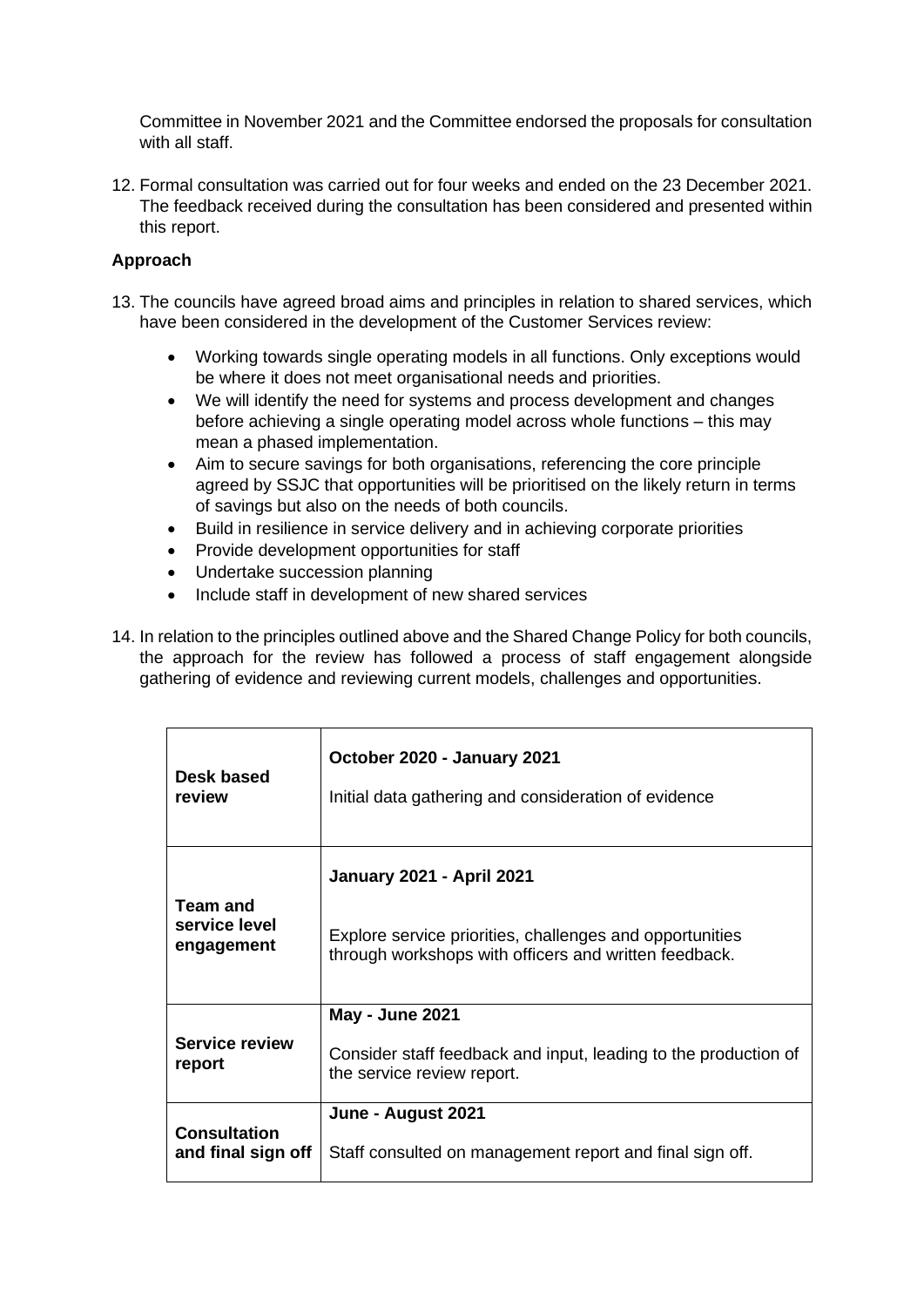Committee in November 2021 and the Committee endorsed the proposals for consultation with all staff.

12. Formal consultation was carried out for four weeks and ended on the 23 December 2021. The feedback received during the consultation has been considered and presented within this report.

**Approach**

13. The councils have agreed broad aims and principles in relation to shared services, which have been considered in the development of the Customer Services review:

    - Working towards single operating models in all functions. Only exceptions would be where it does not meet organisational needs and priorities.
    - We will identify the need for systems and process development and changes before achieving a single operating model across whole functions – this may mean a phased implementation.
    - Aim to secure savings for both organisations, referencing the core principle agreed by SSJC that opportunities will be prioritised on the likely return in terms of savings but also on the needs of both councils.
    - Build in resilience in service delivery and in achieving corporate priorities
    - Provide development opportunities for staff
    - Undertake succession planning
    - Include staff in development of new shared services

14. In relation to the principles outlined above and the Shared Change Policy for both councils, the approach for the review has followed a process of staff engagement alongside gathering of evidence and reviewing current models, challenges and opportunities.

| Stage | Timing and activity |
|---|---|
| **Desk based review** | **October 2020 - January 2021**<br><br>Initial data gathering and consideration of evidence |
| **Team and service level engagement** | **January 2021 - April 2021**<br><br>Explore service priorities, challenges and opportunities through workshops with officers and written feedback. |
| **Service review report** | **May - June 2021**<br><br>Consider staff feedback and input, leading to the production of the service review report. |
| **Consultation and final sign off** | **June - August 2021**<br><br>Staff consulted on management report and final sign off. |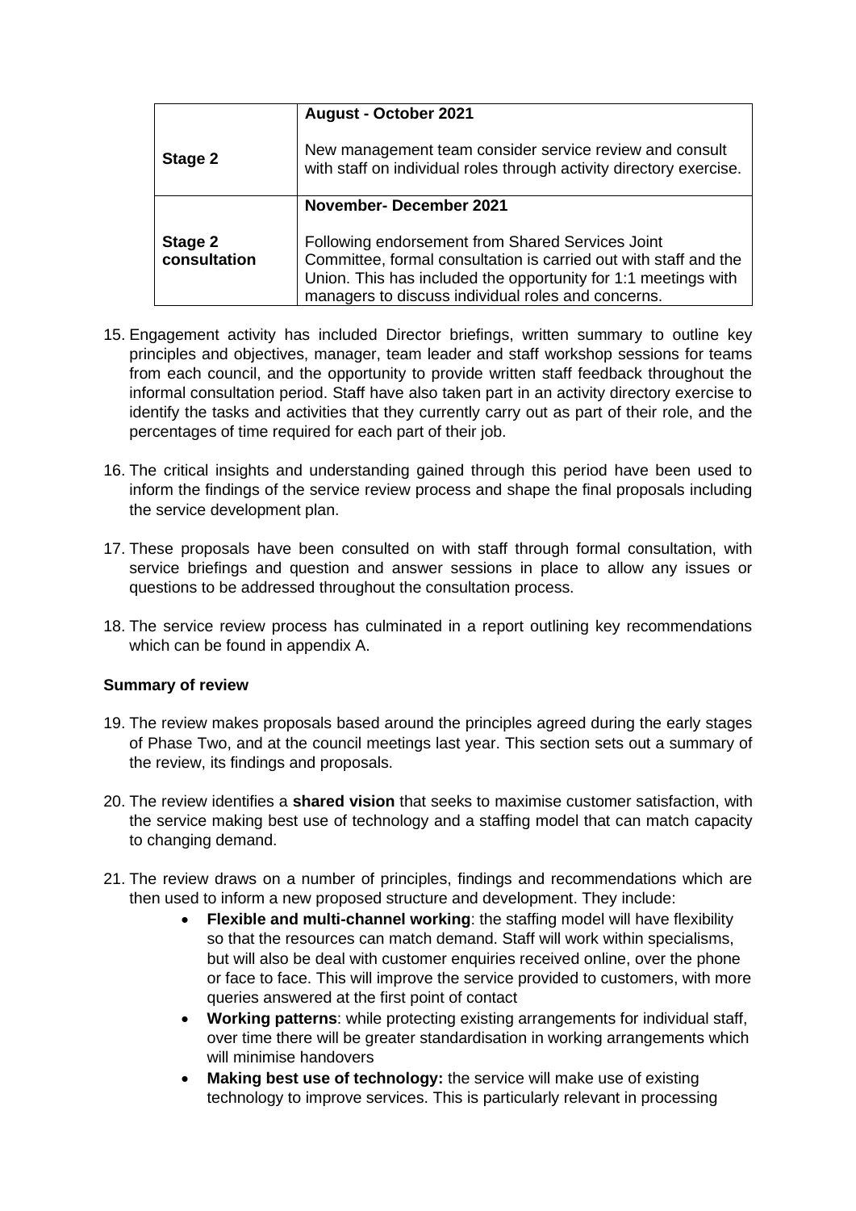| | |
|---|---|
| **Stage 2** | **August - October 2021**<br><br>New management team consider service review and consult with staff on individual roles through activity directory exercise. |
| **Stage 2 consultation** | **November- December 2021**<br><br>Following endorsement from Shared Services Joint Committee, formal consultation is carried out with staff and the Union. This has included the opportunity for 1:1 meetings with managers to discuss individual roles and concerns. |

15. Engagement activity has included Director briefings, written summary to outline key principles and objectives, manager, team leader and staff workshop sessions for teams from each council, and the opportunity to provide written staff feedback throughout the informal consultation period. Staff have also taken part in an activity directory exercise to identify the tasks and activities that they currently carry out as part of their role, and the percentages of time required for each part of their job.

16. The critical insights and understanding gained through this period have been used to inform the findings of the service review process and shape the final proposals including the service development plan.

17. These proposals have been consulted on with staff through formal consultation, with service briefings and question and answer sessions in place to allow any issues or questions to be addressed throughout the consultation process.

18. The service review process has culminated in a report outlining key recommendations which can be found in appendix A.

**Summary of review**

19. The review makes proposals based around the principles agreed during the early stages of Phase Two, and at the council meetings last year. This section sets out a summary of the review, its findings and proposals.

20. The review identifies a **shared vision** that seeks to maximise customer satisfaction, with the service making best use of technology and a staffing model that can match capacity to changing demand.

21. The review draws on a number of principles, findings and recommendations which are then used to inform a new proposed structure and development. They include:
    - **Flexible and multi-channel working**: the staffing model will have flexibility so that the resources can match demand. Staff will work within specialisms, but will also be deal with customer enquiries received online, over the phone or face to face. This will improve the service provided to customers, with more queries answered at the first point of contact
    - **Working patterns**: while protecting existing arrangements for individual staff, over time there will be greater standardisation in working arrangements which will minimise handovers
    - **Making best use of technology:** the service will make use of existing technology to improve services. This is particularly relevant in processing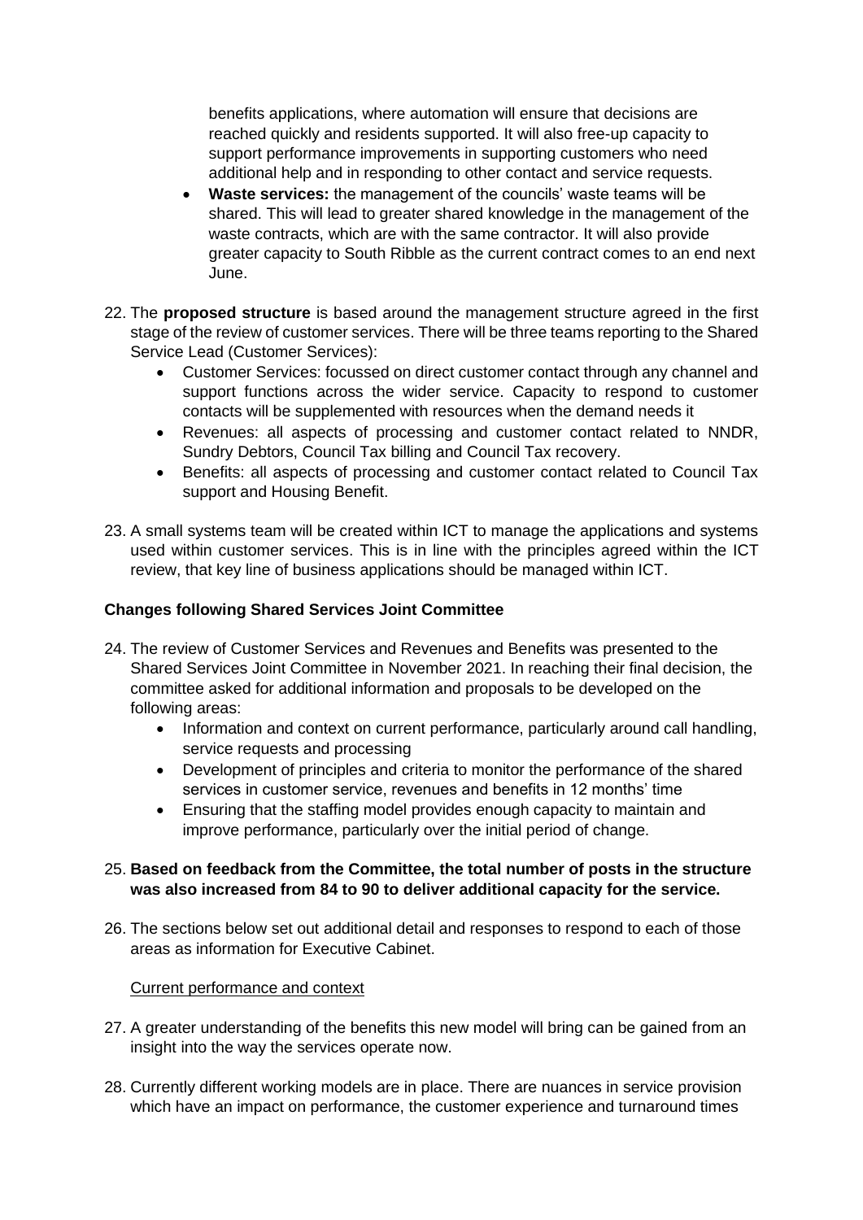benefits applications, where automation will ensure that decisions are reached quickly and residents supported. It will also free-up capacity to support performance improvements in supporting customers who need additional help and in responding to other contact and service requests.

- **Waste services:** the management of the councils' waste teams will be shared. This will lead to greater shared knowledge in the management of the waste contracts, which are with the same contractor. It will also provide greater capacity to South Ribble as the current contract comes to an end next June.

22. The **proposed structure** is based around the management structure agreed in the first stage of the review of customer services. There will be three teams reporting to the Shared Service Lead (Customer Services):
    - Customer Services: focussed on direct customer contact through any channel and support functions across the wider service. Capacity to respond to customer contacts will be supplemented with resources when the demand needs it
    - Revenues: all aspects of processing and customer contact related to NNDR, Sundry Debtors, Council Tax billing and Council Tax recovery.
    - Benefits: all aspects of processing and customer contact related to Council Tax support and Housing Benefit.

23. A small systems team will be created within ICT to manage the applications and systems used within customer services. This is in line with the principles agreed within the ICT review, that key line of business applications should be managed within ICT.

### Changes following Shared Services Joint Committee

24. The review of Customer Services and Revenues and Benefits was presented to the Shared Services Joint Committee in November 2021. In reaching their final decision, the committee asked for additional information and proposals to be developed on the following areas:
    - Information and context on current performance, particularly around call handling, service requests and processing
    - Development of principles and criteria to monitor the performance of the shared services in customer service, revenues and benefits in 12 months' time
    - Ensuring that the staffing model provides enough capacity to maintain and improve performance, particularly over the initial period of change.

25. **Based on feedback from the Committee, the total number of posts in the structure was also increased from 84 to 90 to deliver additional capacity for the service.**

26. The sections below set out additional detail and responses to respond to each of those areas as information for Executive Cabinet.

<u>Current performance and context</u>

27. A greater understanding of the benefits this new model will bring can be gained from an insight into the way the services operate now.

28. Currently different working models are in place. There are nuances in service provision which have an impact on performance, the customer experience and turnaround times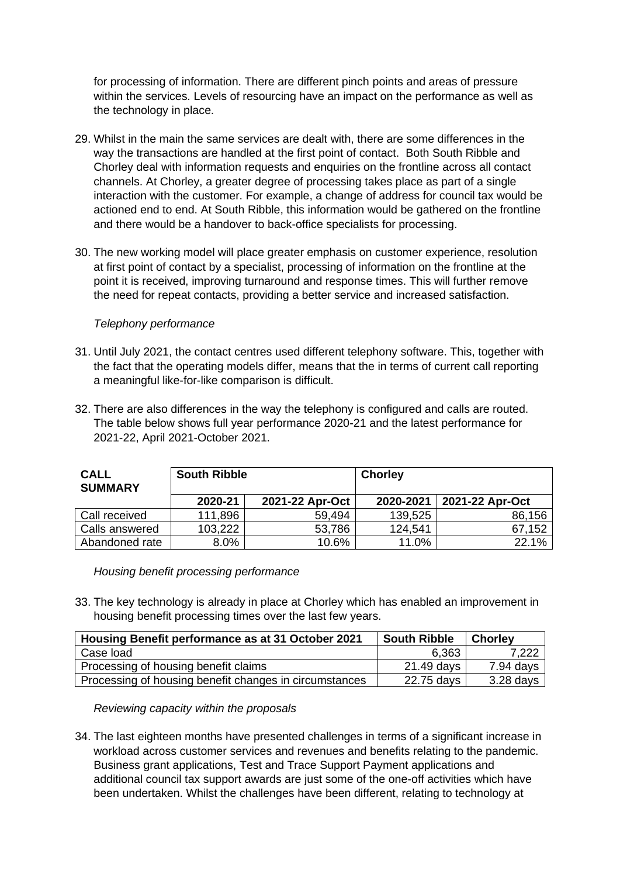for processing of information. There are different pinch points and areas of pressure within the services. Levels of resourcing have an impact on the performance as well as the technology in place.

29. Whilst in the main the same services are dealt with, there are some differences in the way the transactions are handled at the first point of contact. Both South Ribble and Chorley deal with information requests and enquiries on the frontline across all contact channels. At Chorley, a greater degree of processing takes place as part of a single interaction with the customer. For example, a change of address for council tax would be actioned end to end. At South Ribble, this information would be gathered on the frontline and there would be a handover to back-office specialists for processing.

30. The new working model will place greater emphasis on customer experience, resolution at first point of contact by a specialist, processing of information on the frontline at the point it is received, improving turnaround and response times. This will further remove the need for repeat contacts, providing a better service and increased satisfaction.

*Telephony performance*

31. Until July 2021, the contact centres used different telephony software. This, together with the fact that the operating models differ, means that the in terms of current call reporting a meaningful like-for-like comparison is difficult.

32. There are also differences in the way the telephony is configured and calls are routed. The table below shows full year performance 2020-21 and the latest performance for 2021-22, April 2021-October 2021.

| **CALL SUMMARY** | **South Ribble** | | **Chorley** | |
|---|---|---|---|---|
| | **2020-21** | **2021-22 Apr-Oct** | **2020-2021** | **2021-22 Apr-Oct** |
| Call received | 111,896 | 59,494 | 139,525 | 86,156 |
| Calls answered | 103,222 | 53,786 | 124,541 | 67,152 |
| Abandoned rate | 8.0% | 10.6% | 11.0% | 22.1% |

*Housing benefit processing performance*

33. The key technology is already in place at Chorley which has enabled an improvement in housing benefit processing times over the last few years.

| **Housing Benefit performance as at 31 October 2021** | **South Ribble** | **Chorley** |
|---|---|---|
| Case load | 6,363 | 7,222 |
| Processing of housing benefit claims | 21.49 days | 7.94 days |
| Processing of housing benefit changes in circumstances | 22.75 days | 3.28 days |

*Reviewing capacity within the proposals*

34. The last eighteen months have presented challenges in terms of a significant increase in workload across customer services and revenues and benefits relating to the pandemic. Business grant applications, Test and Trace Support Payment applications and additional council tax support awards are just some of the one-off activities which have been undertaken. Whilst the challenges have been different, relating to technology at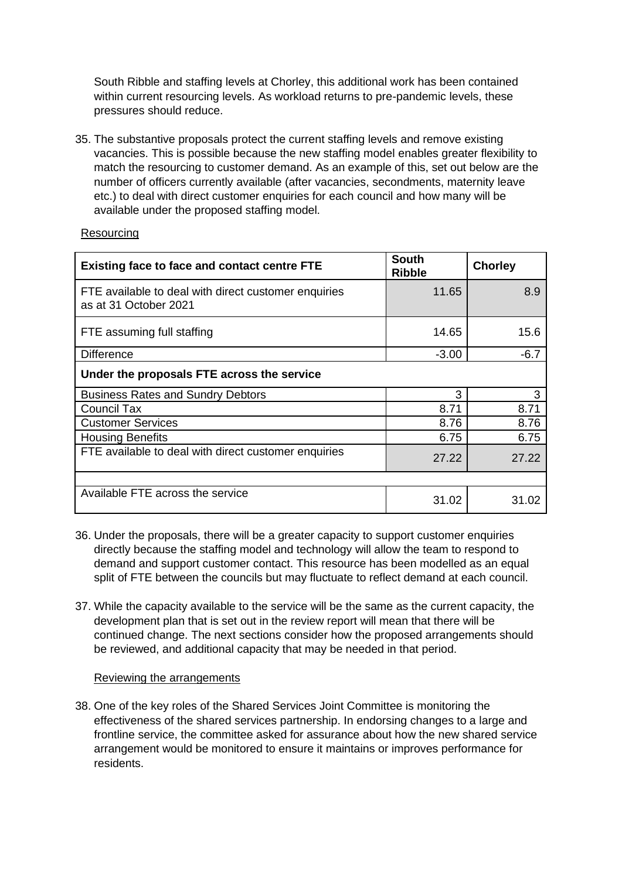South Ribble and staffing levels at Chorley, this additional work has been contained within current resourcing levels. As workload returns to pre-pandemic levels, these pressures should reduce.

35. The substantive proposals protect the current staffing levels and remove existing vacancies. This is possible because the new staffing model enables greater flexibility to match the resourcing to customer demand. As an example of this, set out below are the number of officers currently available (after vacancies, secondments, maternity leave etc.) to deal with direct customer enquiries for each council and how many will be available under the proposed staffing model.

Resourcing

| **Existing face to face and contact centre FTE** | **South Ribble** | **Chorley** |
|---|---|---|
| FTE available to deal with direct customer enquiries as at 31 October 2021 | 11.65 | 8.9 |
| FTE assuming full staffing | 14.65 | 15.6 |
| Difference | -3.00 | -6.7 |
| **Under the proposals FTE across the service** | | |
| Business Rates and Sundry Debtors | 3 | 3 |
| Council Tax | 8.71 | 8.71 |
| Customer Services | 8.76 | 8.76 |
| Housing Benefits | 6.75 | 6.75 |
| FTE available to deal with direct customer enquiries | 27.22 | 27.22 |
| | | |
| Available FTE across the service | 31.02 | 31.02 |

36. Under the proposals, there will be a greater capacity to support customer enquiries directly because the staffing model and technology will allow the team to respond to demand and support customer contact. This resource has been modelled as an equal split of FTE between the councils but may fluctuate to reflect demand at each council.

37. While the capacity available to the service will be the same as the current capacity, the development plan that is set out in the review report will mean that there will be continued change. The next sections consider how the proposed arrangements should be reviewed, and additional capacity that may be needed in that period.

Reviewing the arrangements

38. One of the key roles of the Shared Services Joint Committee is monitoring the effectiveness of the shared services partnership. In endorsing changes to a large and frontline service, the committee asked for assurance about how the new shared service arrangement would be monitored to ensure it maintains or improves performance for residents.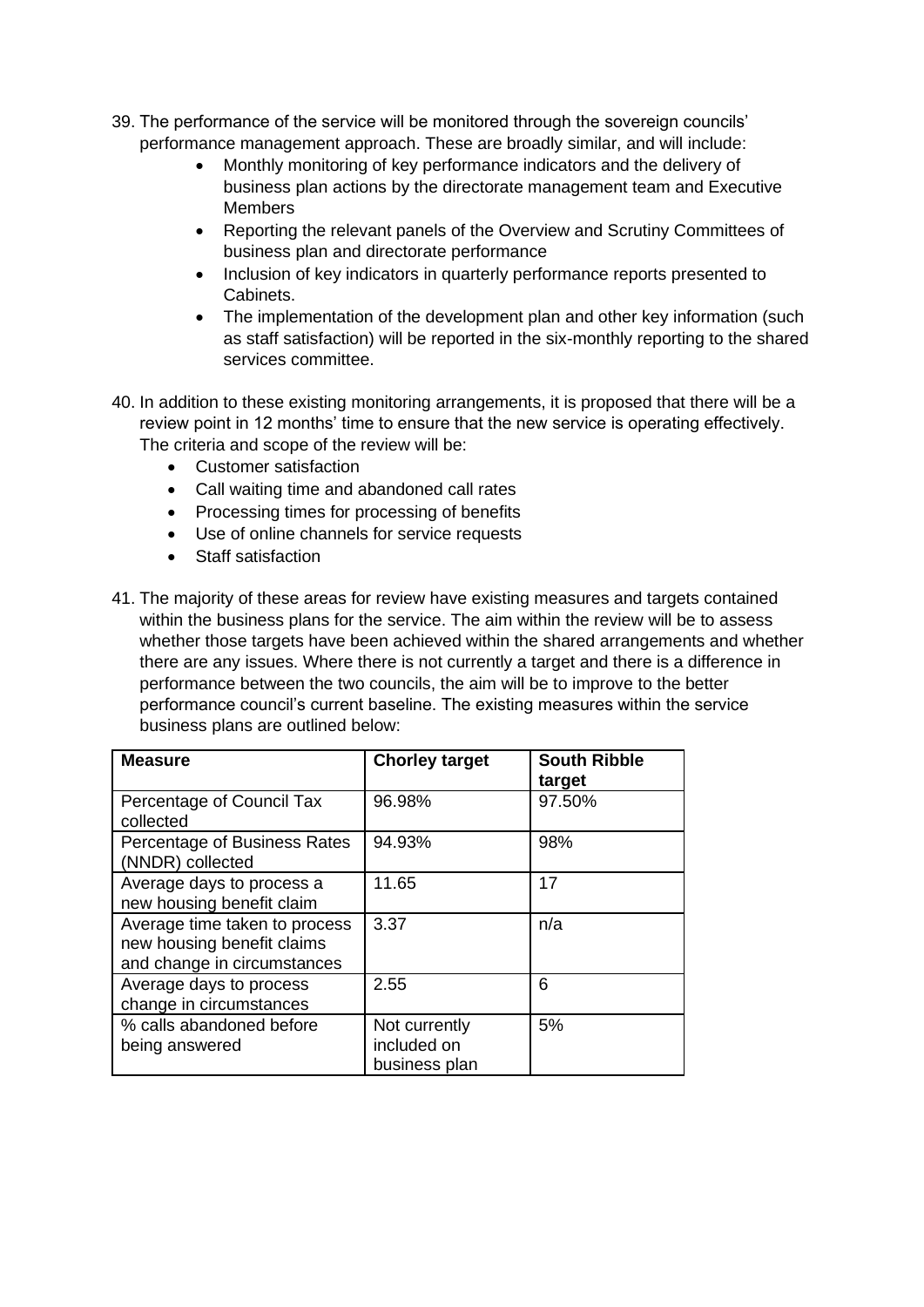39. The performance of the service will be monitored through the sovereign councils' performance management approach. These are broadly similar, and will include:
    - Monthly monitoring of key performance indicators and the delivery of business plan actions by the directorate management team and Executive Members
    - Reporting the relevant panels of the Overview and Scrutiny Committees of business plan and directorate performance
    - Inclusion of key indicators in quarterly performance reports presented to Cabinets.
    - The implementation of the development plan and other key information (such as staff satisfaction) will be reported in the six-monthly reporting to the shared services committee.

40. In addition to these existing monitoring arrangements, it is proposed that there will be a review point in 12 months' time to ensure that the new service is operating effectively. The criteria and scope of the review will be:
    - Customer satisfaction
    - Call waiting time and abandoned call rates
    - Processing times for processing of benefits
    - Use of online channels for service requests
    - Staff satisfaction

41. The majority of these areas for review have existing measures and targets contained within the business plans for the service. The aim within the review will be to assess whether those targets have been achieved within the shared arrangements and whether there are any issues. Where there is not currently a target and there is a difference in performance between the two councils, the aim will be to improve to the better performance council's current baseline. The existing measures within the service business plans are outlined below:

| Measure | Chorley target | South Ribble target |
|---|---|---|
| Percentage of Council Tax collected | 96.98% | 97.50% |
| Percentage of Business Rates (NNDR) collected | 94.93% | 98% |
| Average days to process a new housing benefit claim | 11.65 | 17 |
| Average time taken to process new housing benefit claims and change in circumstances | 3.37 | n/a |
| Average days to process change in circumstances | 2.55 | 6 |
| % calls abandoned before being answered | Not currently included on business plan | 5% |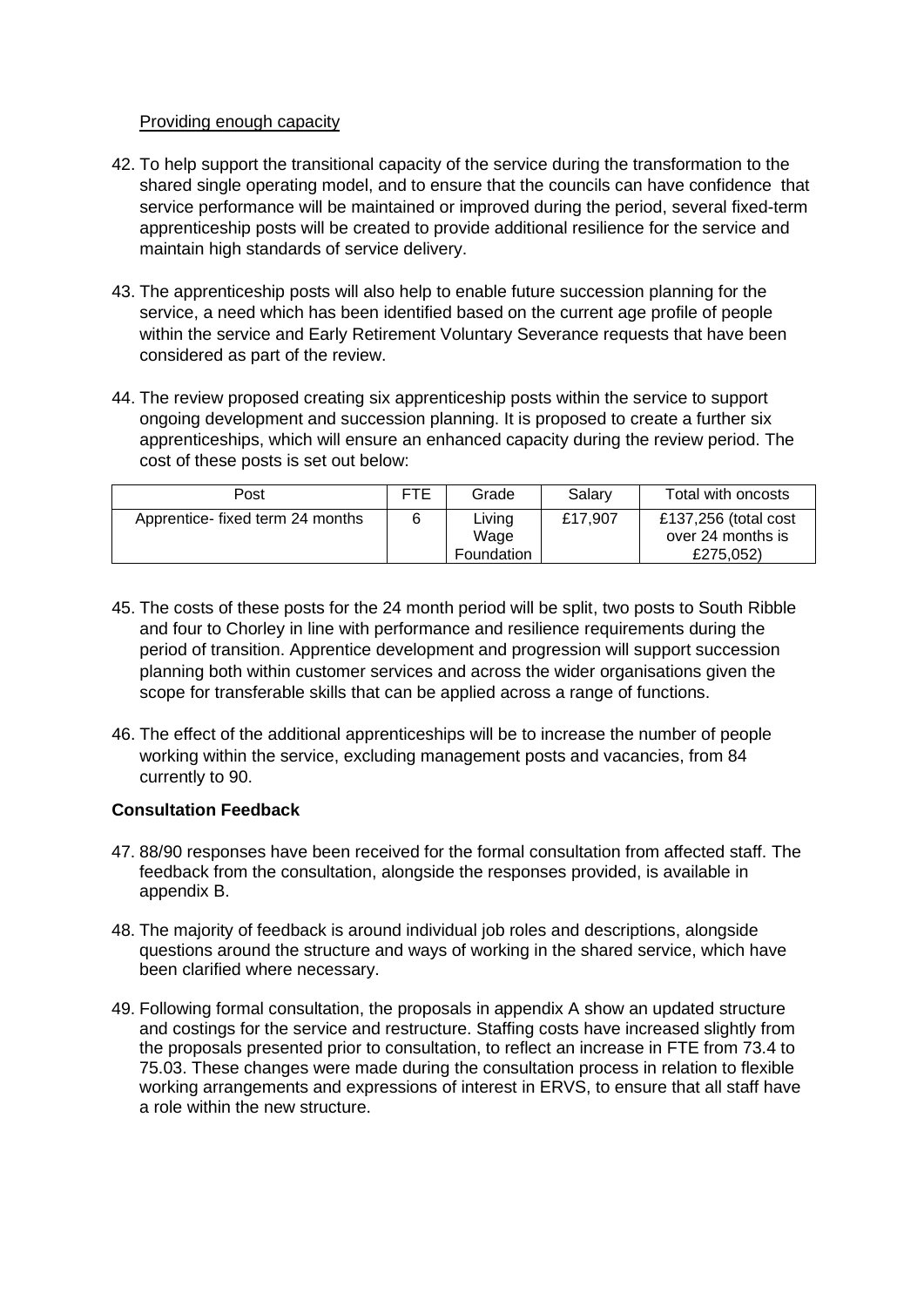Providing enough capacity

42. To help support the transitional capacity of the service during the transformation to the shared single operating model, and to ensure that the councils can have confidence that service performance will be maintained or improved during the period, several fixed-term apprenticeship posts will be created to provide additional resilience for the service and maintain high standards of service delivery.

43. The apprenticeship posts will also help to enable future succession planning for the service, a need which has been identified based on the current age profile of people within the service and Early Retirement Voluntary Severance requests that have been considered as part of the review.

44. The review proposed creating six apprenticeship posts within the service to support ongoing development and succession planning. It is proposed to create a further six apprenticeships, which will ensure an enhanced capacity during the review period. The cost of these posts is set out below:

| Post | FTE | Grade | Salary | Total with oncosts |
|---|---|---|---|---|
| Apprentice- fixed term 24 months | 6 | Living Wage Foundation | £17,907 | £137,256 (total cost over 24 months is £275,052) |

45. The costs of these posts for the 24 month period will be split, two posts to South Ribble and four to Chorley in line with performance and resilience requirements during the period of transition. Apprentice development and progression will support succession planning both within customer services and across the wider organisations given the scope for transferable skills that can be applied across a range of functions.

46. The effect of the additional apprenticeships will be to increase the number of people working within the service, excluding management posts and vacancies, from 84 currently to 90.

**Consultation Feedback**

47. 88/90 responses have been received for the formal consultation from affected staff. The feedback from the consultation, alongside the responses provided, is available in appendix B.

48. The majority of feedback is around individual job roles and descriptions, alongside questions around the structure and ways of working in the shared service, which have been clarified where necessary.

49. Following formal consultation, the proposals in appendix A show an updated structure and costings for the service and restructure. Staffing costs have increased slightly from the proposals presented prior to consultation, to reflect an increase in FTE from 73.4 to 75.03. These changes were made during the consultation process in relation to flexible working arrangements and expressions of interest in ERVS, to ensure that all staff have a role within the new structure.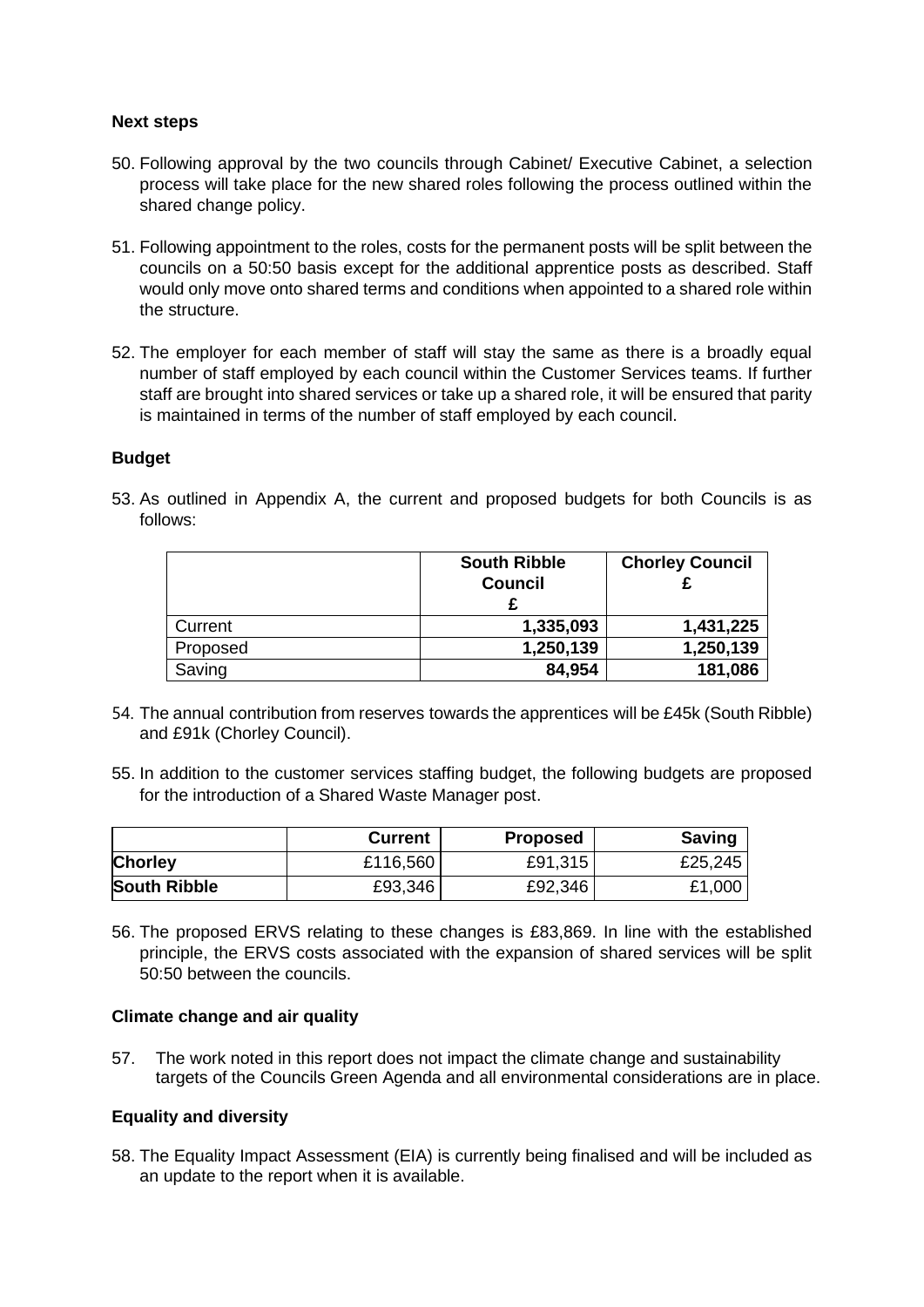**Next steps**

50. Following approval by the two councils through Cabinet/ Executive Cabinet, a selection process will take place for the new shared roles following the process outlined within the shared change policy.

51. Following appointment to the roles, costs for the permanent posts will be split between the councils on a 50:50 basis except for the additional apprentice posts as described. Staff would only move onto shared terms and conditions when appointed to a shared role within the structure.

52. The employer for each member of staff will stay the same as there is a broadly equal number of staff employed by each council within the Customer Services teams. If further staff are brought into shared services or take up a shared role, it will be ensured that parity is maintained in terms of the number of staff employed by each council.

**Budget**

53. As outlined in Appendix A, the current and proposed budgets for both Councils is as follows:

| | **South Ribble Council £** | **Chorley Council £** |
|---|---|---|
| Current | **1,335,093** | **1,431,225** |
| Proposed | **1,250,139** | **1,250,139** |
| Saving | **84,954** | **181,086** |

54. The annual contribution from reserves towards the apprentices will be £45k (South Ribble) and £91k (Chorley Council).

55. In addition to the customer services staffing budget, the following budgets are proposed for the introduction of a Shared Waste Manager post.

| | **Current** | **Proposed** | **Saving** |
|---|---|---|---|
| **Chorley** | £116,560 | £91,315 | £25,245 |
| **South Ribble** | £93,346 | £92,346 | £1,000 |

56. The proposed ERVS relating to these changes is £83,869. In line with the established principle, the ERVS costs associated with the expansion of shared services will be split 50:50 between the councils.

**Climate change and air quality**

57. The work noted in this report does not impact the climate change and sustainability targets of the Councils Green Agenda and all environmental considerations are in place.

**Equality and diversity**

58. The Equality Impact Assessment (EIA) is currently being finalised and will be included as an update to the report when it is available.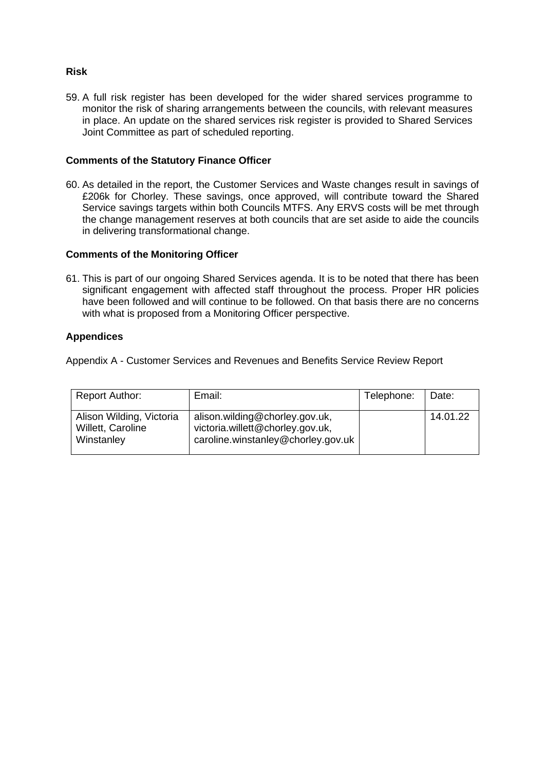**Risk**

59. A full risk register has been developed for the wider shared services programme to monitor the risk of sharing arrangements between the councils, with relevant measures in place. An update on the shared services risk register is provided to Shared Services Joint Committee as part of scheduled reporting.

**Comments of the Statutory Finance Officer**

60. As detailed in the report, the Customer Services and Waste changes result in savings of £206k for Chorley. These savings, once approved, will contribute toward the Shared Service savings targets within both Councils MTFS. Any ERVS costs will be met through the change management reserves at both councils that are set aside to aide the councils in delivering transformational change.

**Comments of the Monitoring Officer**

61. This is part of our ongoing Shared Services agenda. It is to be noted that there has been significant engagement with affected staff throughout the process. Proper HR policies have been followed and will continue to be followed. On that basis there are no concerns with what is proposed from a Monitoring Officer perspective.

**Appendices**

Appendix A - Customer Services and Revenues and Benefits Service Review Report

| Report Author: | Email: | Telephone: | Date: |
|---|---|---|---|
| Alison Wilding, Victoria Willett, Caroline Winstanley | alison.wilding@chorley.gov.uk, victoria.willett@chorley.gov.uk, caroline.winstanley@chorley.gov.uk | | 14.01.22 |